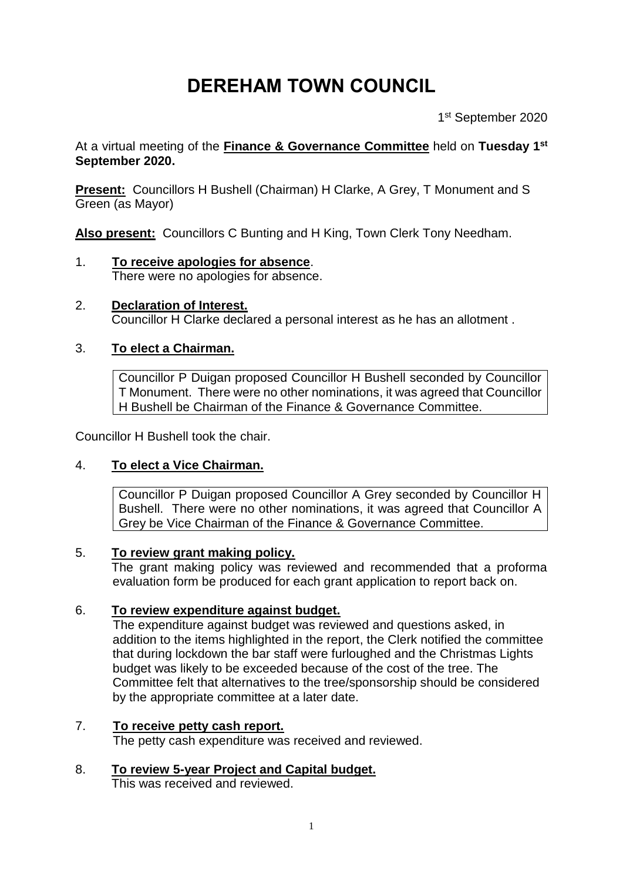# DEREHAM TOWN COUNCIL

1st September 2020

At a virtual meeting of the **Finance & Governance Committee** held on **Tuesday 1st September 2020.**

**Present:** Councillors H Bushell (Chairman) H Clarke, A Grey, T Monument and S Green (as Mayor)

**Also present:** Councillors C Bunting and H King, Town Clerk Tony Needham.

1. **To receive apologies for absence**.
   There were no apologies for absence.

2. **Declaration of Interest.**
   Councillor H Clarke declared a personal interest as he has an allotment .

3. **To elect a Chairman.**

   Councillor P Duigan proposed Councillor H Bushell seconded by Councillor T Monument. There were no other nominations, it was agreed that Councillor H Bushell be Chairman of the Finance & Governance Committee.

Councillor H Bushell took the chair.

4. **To elect a Vice Chairman.**

   Councillor P Duigan proposed Councillor A Grey seconded by Councillor H Bushell. There were no other nominations, it was agreed that Councillor A Grey be Vice Chairman of the Finance & Governance Committee.

5. **To review grant making policy.**
   The grant making policy was reviewed and recommended that a proforma evaluation form be produced for each grant application to report back on.

6. **To review expenditure against budget.**
   The expenditure against budget was reviewed and questions asked, in addition to the items highlighted in the report, the Clerk notified the committee that during lockdown the bar staff were furloughed and the Christmas Lights budget was likely to be exceeded because of the cost of the tree. The Committee felt that alternatives to the tree/sponsorship should be considered by the appropriate committee at a later date.

7. **To receive petty cash report.**
   The petty cash expenditure was received and reviewed.

8. **To review 5-year Project and Capital budget.**
   This was received and reviewed.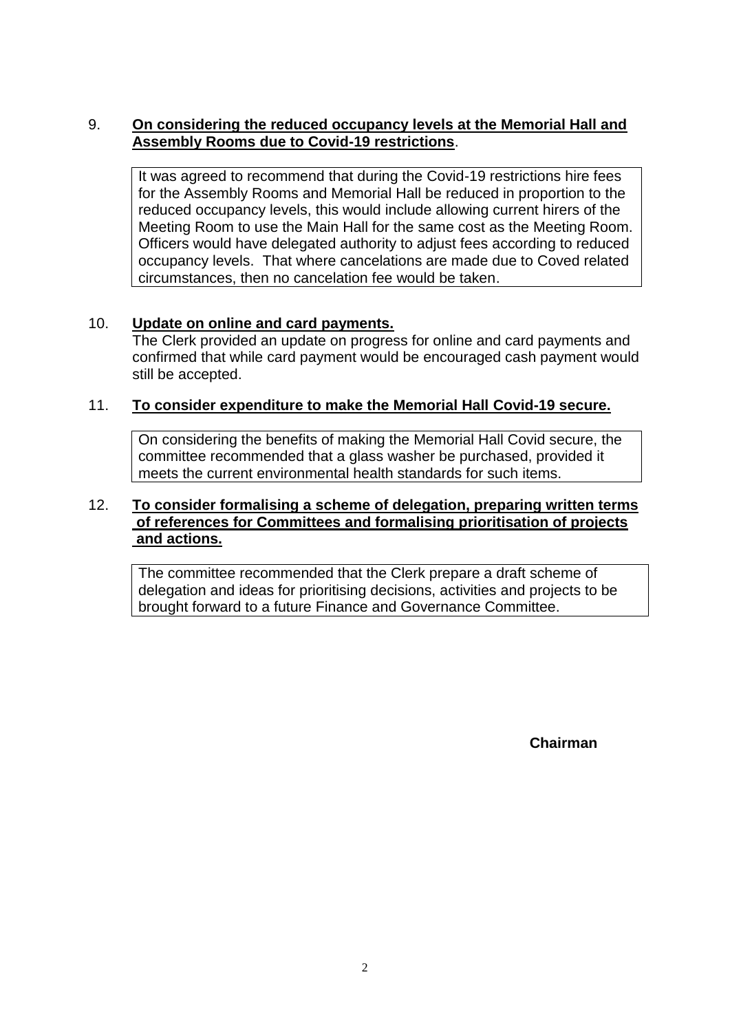9. **On considering the reduced occupancy levels at the Memorial Hall and Assembly Rooms due to Covid-19 restrictions**.

> It was agreed to recommend that during the Covid-19 restrictions hire fees for the Assembly Rooms and Memorial Hall be reduced in proportion to the reduced occupancy levels, this would include allowing current hirers of the Meeting Room to use the Main Hall for the same cost as the Meeting Room. Officers would have delegated authority to adjust fees according to reduced occupancy levels. That where cancelations are made due to Coved related circumstances, then no cancelation fee would be taken.

10. **Update on online and card payments.**

    The Clerk provided an update on progress for online and card payments and confirmed that while card payment would be encouraged cash payment would still be accepted.

11. **To consider expenditure to make the Memorial Hall Covid-19 secure.**

> On considering the benefits of making the Memorial Hall Covid secure, the committee recommended that a glass washer be purchased, provided it meets the current environmental health standards for such items.

12. **To consider formalising a scheme of delegation, preparing written terms of references for Committees and formalising prioritisation of projects and actions.**

> The committee recommended that the Clerk prepare a draft scheme of delegation and ideas for prioritising decisions, activities and projects to be brought forward to a future Finance and Governance Committee.

**Chairman**